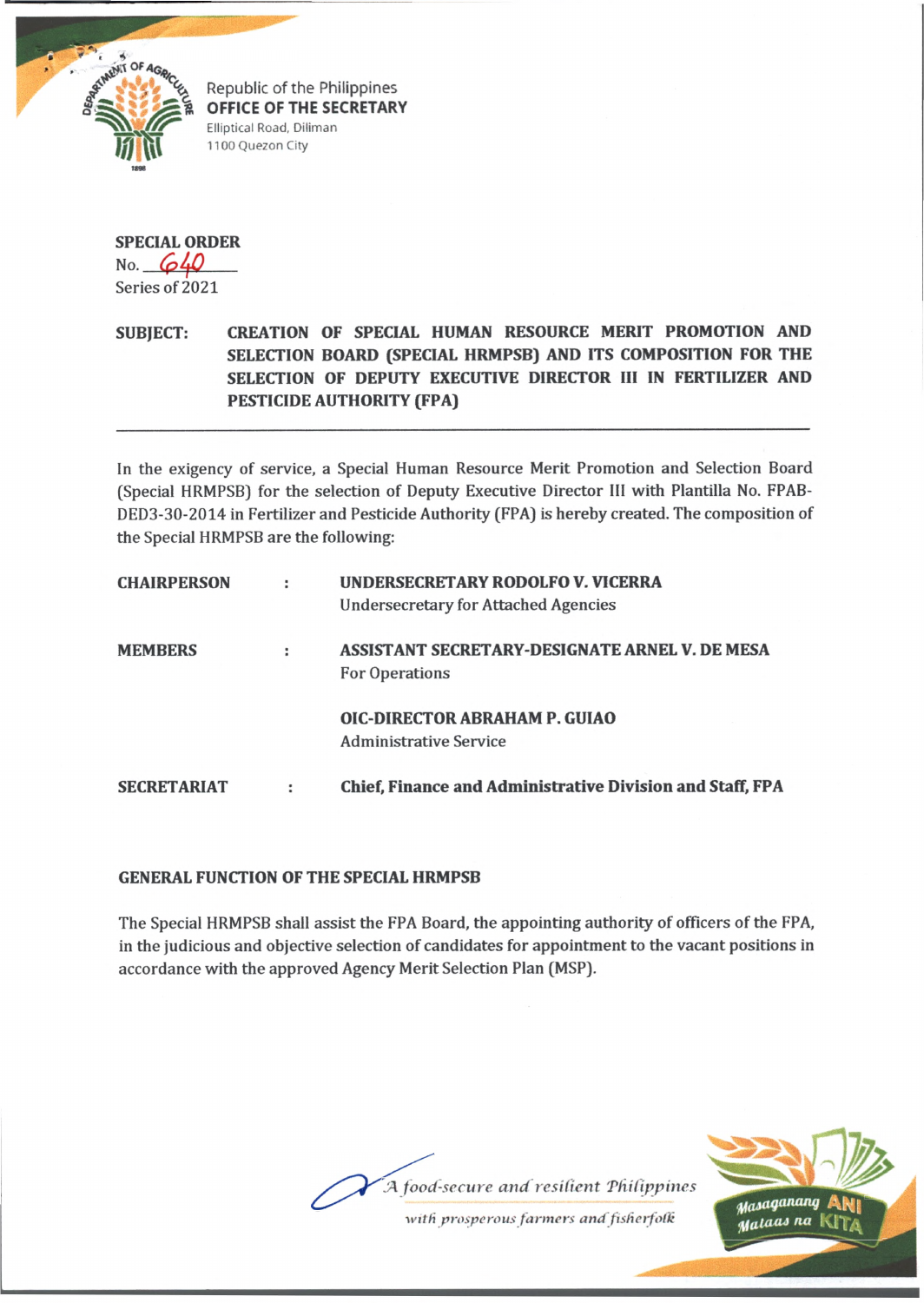Republic of the Philippines
**OFFICE OF THE SECRETARY**
Elliptical Road, Diliman
1100 Quezon City

**SPECIAL ORDER**
No. 640
Series of 2021

**SUBJECT: CREATION OF SPECIAL HUMAN RESOURCE MERIT PROMOTION AND SELECTION BOARD (SPECIAL HRMPSB) AND ITS COMPOSITION FOR THE SELECTION OF DEPUTY EXECUTIVE DIRECTOR III IN FERTILIZER AND PESTICIDE AUTHORITY (FPA)**

---

In the exigency of service, a Special Human Resource Merit Promotion and Selection Board (Special HRMPSB) for the selection of Deputy Executive Director III with Plantilla No. FPAB-DED3-30-2014 in Fertilizer and Pesticide Authority (FPA) is hereby created. The composition of the Special HRMPSB are the following:

| | | |
|---|---|---|
| **CHAIRPERSON** | : | **UNDERSECRETARY RODOLFO V. VICERRA**<br>Undersecretary for Attached Agencies |
| **MEMBERS** | : | **ASSISTANT SECRETARY-DESIGNATE ARNEL V. DE MESA**<br>For Operations |
| | | **OIC-DIRECTOR ABRAHAM P. GUIAO**<br>Administrative Service |
| **SECRETARIAT** | : | **Chief, Finance and Administrative Division and Staff, FPA** |

**GENERAL FUNCTION OF THE SPECIAL HRMPSB**

The Special HRMPSB shall assist the FPA Board, the appointing authority of officers of the FPA, in the judicious and objective selection of candidates for appointment to the vacant positions in accordance with the approved Agency Merit Selection Plan (MSP).

*A food-secure and resilient Philippines with prosperous farmers and fisherfolk*

Masaganang ANI Mataas na KITA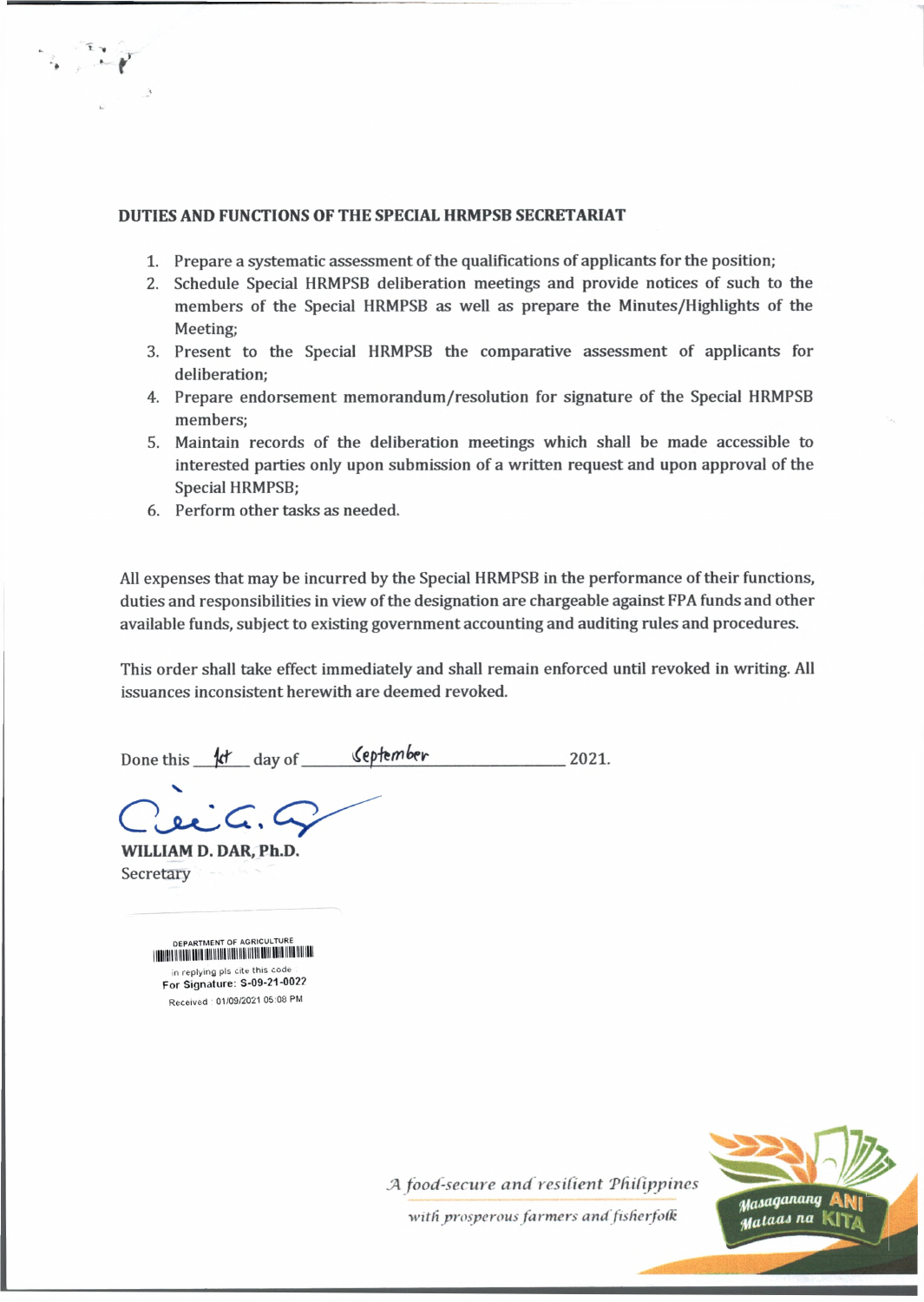**DUTIES AND FUNCTIONS OF THE SPECIAL HRMPSB SECRETARIAT**

1. Prepare a systematic assessment of the qualifications of applicants for the position;
2. Schedule Special HRMPSB deliberation meetings and provide notices of such to the members of the Special HRMPSB as well as prepare the Minutes/Highlights of the Meeting;
3. Present to the Special HRMPSB the comparative assessment of applicants for deliberation;
4. Prepare endorsement memorandum/resolution for signature of the Special HRMPSB members;
5. Maintain records of the deliberation meetings which shall be made accessible to interested parties only upon submission of a written request and upon approval of the Special HRMPSB;
6. Perform other tasks as needed.

All expenses that may be incurred by the Special HRMPSB in the performance of their functions, duties and responsibilities in view of the designation are chargeable against FPA funds and other available funds, subject to existing government accounting and auditing rules and procedures.

This order shall take effect immediately and shall remain enforced until revoked in writing. All issuances inconsistent herewith are deemed revoked.

Done this 1st day of September 2021.

**WILLIAM D. DAR, Ph.D.**
Secretary

DEPARTMENT OF AGRICULTURE
in replying pls cite this code
For Signature: S-09-21-0022
Received : 01/09/2021 05:08 PM

*A food-secure and resilient Philippines with prosperous farmers and fisherfolk*

Masaganang ANI Mataas na KITA